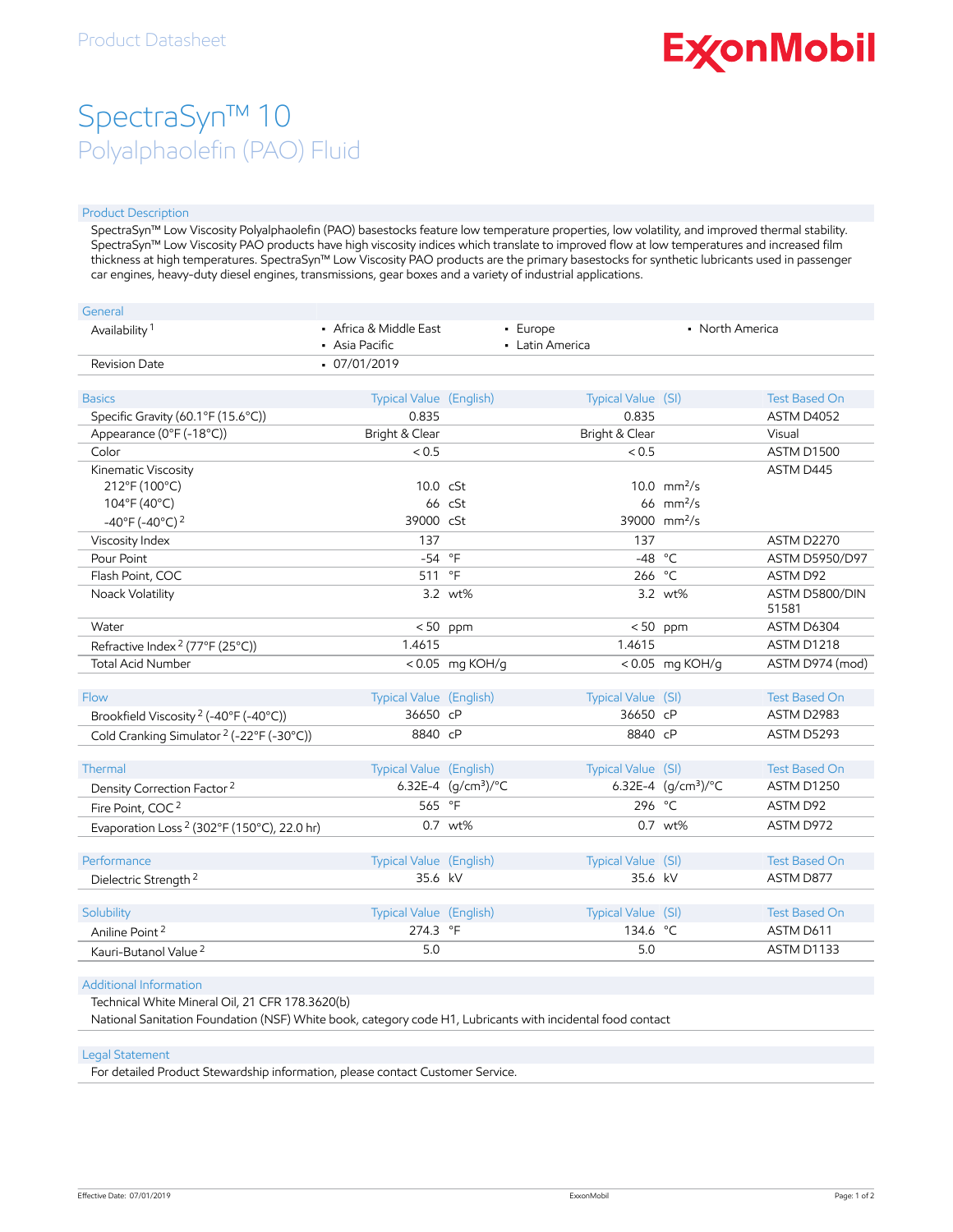Product Datasheet

# SpectraSyn™ 10

## Polyalphaolefin (PAO) Fluid

### Product Description

SpectraSyn™ Low Viscosity Polyalphaolefin (PAO) basestocks feature low temperature properties, low volatility, and improved thermal stability. SpectraSyn™ Low Viscosity PAO products have high viscosity indices which translate to improved flow at low temperatures and increased film thickness at high temperatures. SpectraSyn™ Low Viscosity PAO products are the primary basestocks for synthetic lubricants used in passenger car engines, heavy-duty diesel engines, transmissions, gear boxes and a variety of industrial applications.

| General | | | |
|---|---|---|---|
| Availability [1] | • Africa & Middle East<br>• Asia Pacific | • Europe<br>• Latin America | • North America |
| Revision Date | • 07/01/2019 | | |

| Basics | Typical Value (English) | | Typical Value (SI) | | Test Based On |
|---|---|---|---|---|---|
| Specific Gravity (60.1°F (15.6°C)) | 0.835 | | 0.835 | | ASTM D4052 |
| Appearance (0°F (-18°C)) | Bright & Clear | | Bright & Clear | | Visual |
| Color | < 0.5 | | < 0.5 | | ASTM D1500 |
| Kinematic Viscosity | | | | | ASTM D445 |
| 212°F (100°C) | 10.0 | cSt | 10.0 | $mm^2/s$ | |
| 104°F (40°C) | 66 | cSt | 66 | $mm^2/s$ | |
| -40°F (-40°C) [2] | 39000 | cSt | 39000 | $mm^2/s$ | |
| Viscosity Index | 137 | | 137 | | ASTM D2270 |
| Pour Point | -54 | °F | -48 | °C | ASTM D5950/D97 |
| Flash Point, COC | 511 | °F | 266 | °C | ASTM D92 |
| Noack Volatility | 3.2 | wt% | 3.2 | wt% | ASTM D5800/DIN 51581 |
| Water | < 50 | ppm | < 50 | ppm | ASTM D6304 |
| Refractive Index [2] (77°F (25°C)) | 1.4615 | | 1.4615 | | ASTM D1218 |
| Total Acid Number | < 0.05 | mg KOH/g | < 0.05 | mg KOH/g | ASTM D974 (mod) |

| Flow | Typical Value (English) | | Typical Value (SI) | | Test Based On |
|---|---|---|---|---|---|
| Brookfield Viscosity [2] (-40°F (-40°C)) | 36650 | cP | 36650 | cP | ASTM D2983 |
| Cold Cranking Simulator [2] (-22°F (-30°C)) | 8840 | cP | 8840 | cP | ASTM D5293 |

| Thermal | Typical Value (English) | | Typical Value (SI) | | Test Based On |
|---|---|---|---|---|---|
| Density Correction Factor [2] | 6.32E-4 | $(g/cm^3)/°C$ | 6.32E-4 | $(g/cm^3)/°C$ | ASTM D1250 |
| Fire Point, COC [2] | 565 | °F | 296 | °C | ASTM D92 |
| Evaporation Loss [2] (302°F (150°C), 22.0 hr) | 0.7 | wt% | 0.7 | wt% | ASTM D972 |

| Performance | Typical Value (English) | | Typical Value (SI) | | Test Based On |
|---|---|---|---|---|---|
| Dielectric Strength [2] | 35.6 | kV | 35.6 | kV | ASTM D877 |

| Solubility | Typical Value (English) | | Typical Value (SI) | | Test Based On |
|---|---|---|---|---|---|
| Aniline Point [2] | 274.3 | °F | 134.6 | °C | ASTM D611 |
| Kauri-Butanol Value [2] | 5.0 | | 5.0 | | ASTM D1133 |

### Additional Information

Technical White Mineral Oil, 21 CFR 178.3620(b)

National Sanitation Foundation (NSF) White book, category code H1, Lubricants with incidental food contact

### Legal Statement

For detailed Product Stewardship information, please contact Customer Service.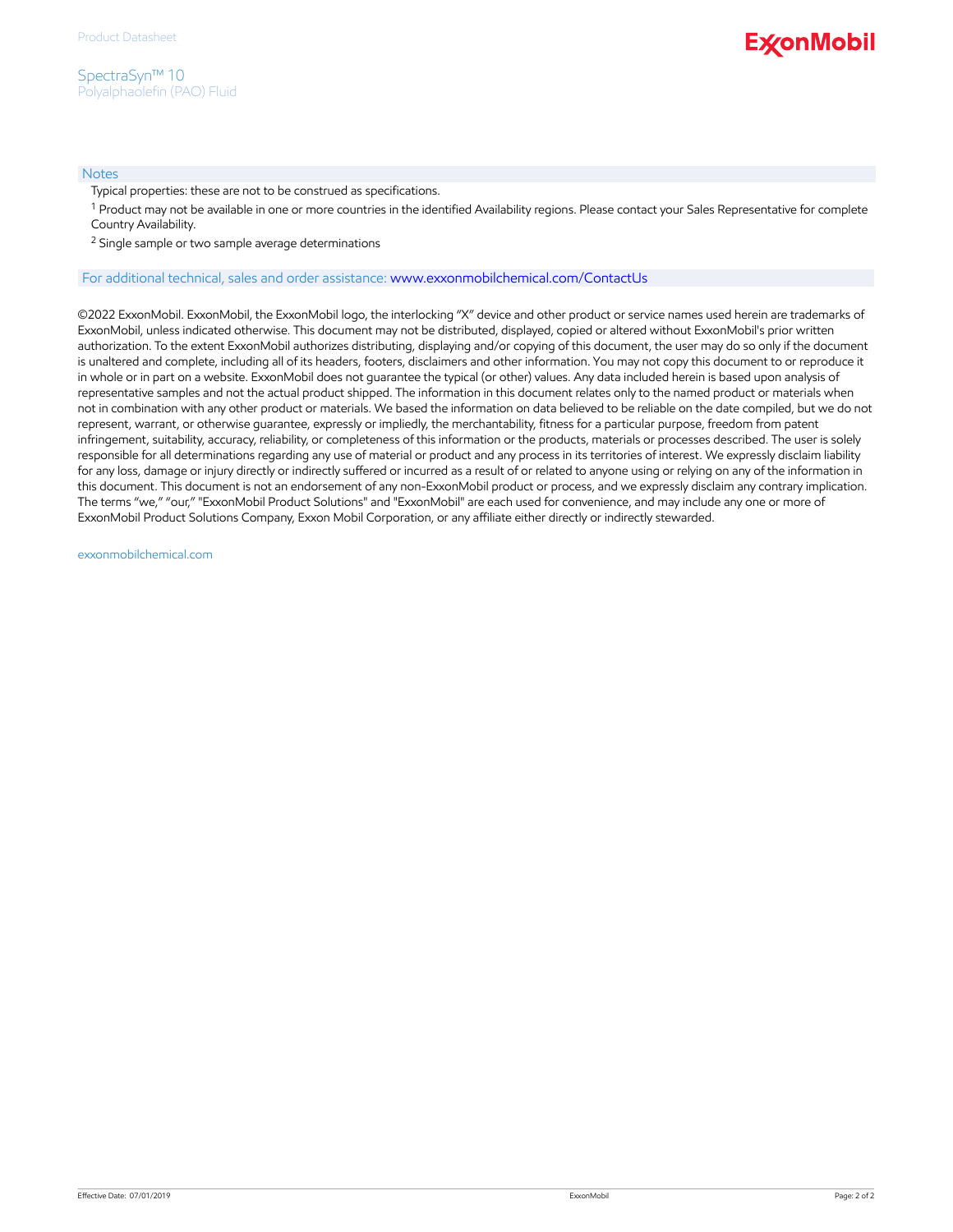## Notes

Typical properties: these are not to be construed as specifications.

[1] Product may not be available in one or more countries in the identified Availability regions. Please contact your Sales Representative for complete Country Availability.

[2] Single sample or two sample average determinations

For additional technical, sales and order assistance: www.exxonmobilchemical.com/ContactUs

©2022 ExxonMobil. ExxonMobil, the ExxonMobil logo, the interlocking "X" device and other product or service names used herein are trademarks of ExxonMobil, unless indicated otherwise. This document may not be distributed, displayed, copied or altered without ExxonMobil's prior written authorization. To the extent ExxonMobil authorizes distributing, displaying and/or copying of this document, the user may do so only if the document is unaltered and complete, including all of its headers, footers, disclaimers and other information. You may not copy this document to or reproduce it in whole or in part on a website. ExxonMobil does not guarantee the typical (or other) values. Any data included herein is based upon analysis of representative samples and not the actual product shipped. The information in this document relates only to the named product or materials when not in combination with any other product or materials. We based the information on data believed to be reliable on the date compiled, but we do not represent, warrant, or otherwise guarantee, expressly or impliedly, the merchantability, fitness for a particular purpose, freedom from patent infringement, suitability, accuracy, reliability, or completeness of this information or the products, materials or processes described. The user is solely responsible for all determinations regarding any use of material or product and any process in its territories of interest. We expressly disclaim liability for any loss, damage or injury directly or indirectly suffered or incurred as a result of or related to anyone using or relying on any of the information in this document. This document is not an endorsement of any non-ExxonMobil product or process, and we expressly disclaim any contrary implication. The terms "we," "our," "ExxonMobil Product Solutions" and "ExxonMobil" are each used for convenience, and may include any one or more of ExxonMobil Product Solutions Company, Exxon Mobil Corporation, or any affiliate either directly or indirectly stewarded.

exxonmobilchemical.com

Effective Date: 07/01/2019